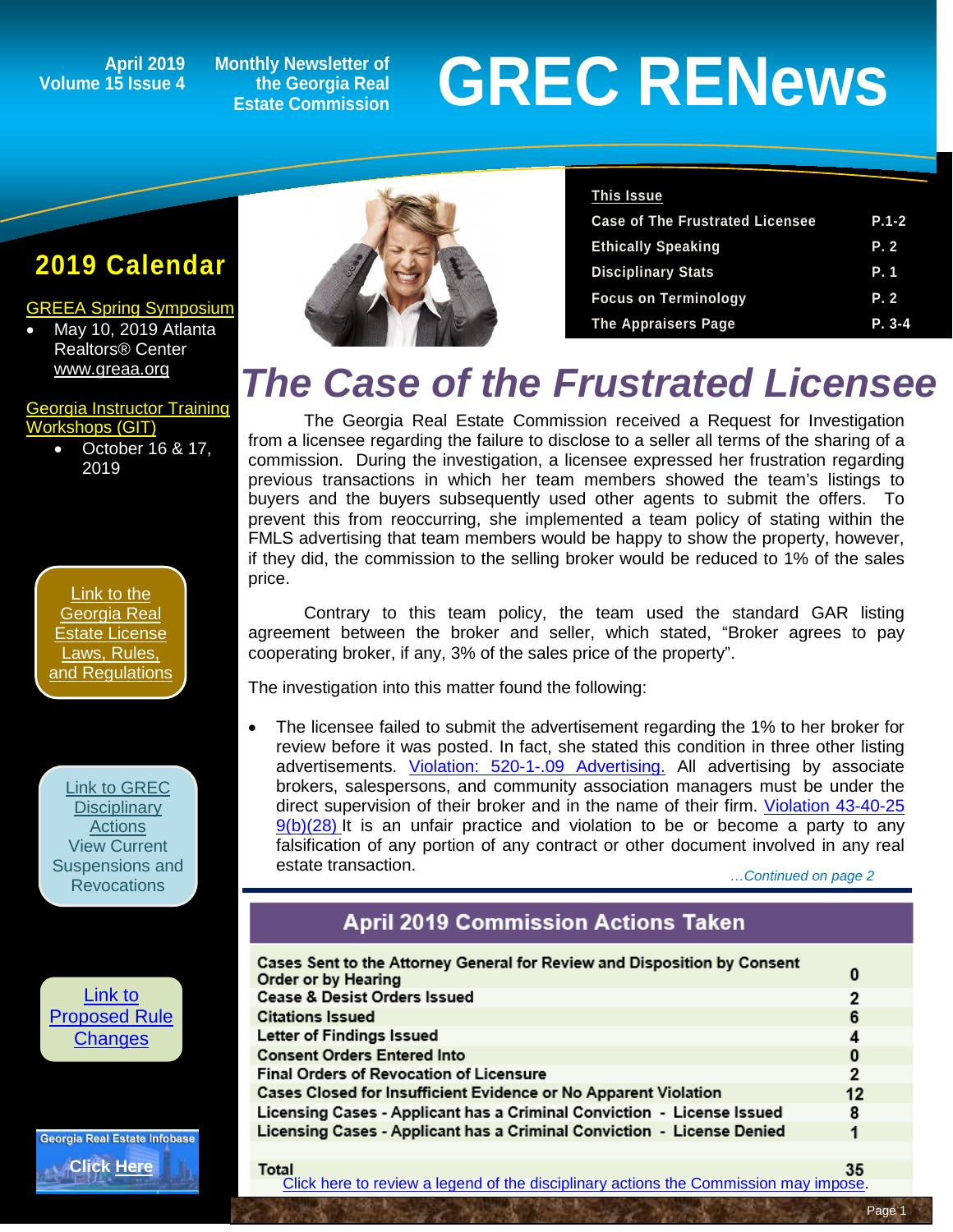April 2019
Volume 15 Issue 4

Monthly Newsletter of the Georgia Real Estate Commission

# GREC RENews

| This Issue | |
|---|---|
| Case of The Frustrated Licensee | P.1-2 |
| Ethically Speaking | P. 2 |
| Disciplinary Stats | P. 1 |
| Focus on Terminology | P. 2 |
| The Appraisers Page | P. 3-4 |

## 2019 Calendar

GREEA Spring Symposium

- May 10, 2019 Atlanta Realtors® Center www.greaa.org

Georgia Instructor Training Workshops (GIT)

- October 16 & 17, 2019

Link to the Georgia Real Estate License Laws, Rules, and Regulations

Link to GREC Disciplinary Actions
View Current Suspensions and Revocations

Link to Proposed Rule Changes

Georgia Real Estate Infobase
Click Here

# The Case of the Frustrated Licensee

The Georgia Real Estate Commission received a Request for Investigation from a licensee regarding the failure to disclose to a seller all terms of the sharing of a commission. During the investigation, a licensee expressed her frustration regarding previous transactions in which her team members showed the team's listings to buyers and the buyers subsequently used other agents to submit the offers. To prevent this from reoccurring, she implemented a team policy of stating within the FMLS advertising that team members would be happy to show the property, however, if they did, the commission to the selling broker would be reduced to 1% of the sales price.

Contrary to this team policy, the team used the standard GAR listing agreement between the broker and seller, which stated, "Broker agrees to pay cooperating broker, if any, 3% of the sales price of the property".

The investigation into this matter found the following:

- The licensee failed to submit the advertisement regarding the 1% to her broker for review before it was posted. In fact, she stated this condition in three other listing advertisements. Violation: 520-1-.09 Advertising. All advertising by associate brokers, salespersons, and community association managers must be under the direct supervision of their broker and in the name of their firm. Violation 43-40-25 9(b)(28) It is an unfair practice and violation to be or become a party to any falsification of any portion of any contract or other document involved in any real estate transaction.

*...Continued on page 2*

## April 2019 Commission Actions Taken

| Action | Count |
|---|---|
| Cases Sent to the Attorney General for Review and Disposition by Consent Order or by Hearing | 0 |
| Cease & Desist Orders Issued | 2 |
| Citations Issued | 6 |
| Letter of Findings Issued | 4 |
| Consent Orders Entered Into | 0 |
| Final Orders of Revocation of Licensure | 2 |
| Cases Closed for Insufficient Evidence or No Apparent Violation | 12 |
| Licensing Cases - Applicant has a Criminal Conviction - License Issued | 8 |
| Licensing Cases - Applicant has a Criminal Conviction - License Denied | 1 |
| Total | 35 |

Click here to review a legend of the disciplinary actions the Commission may impose.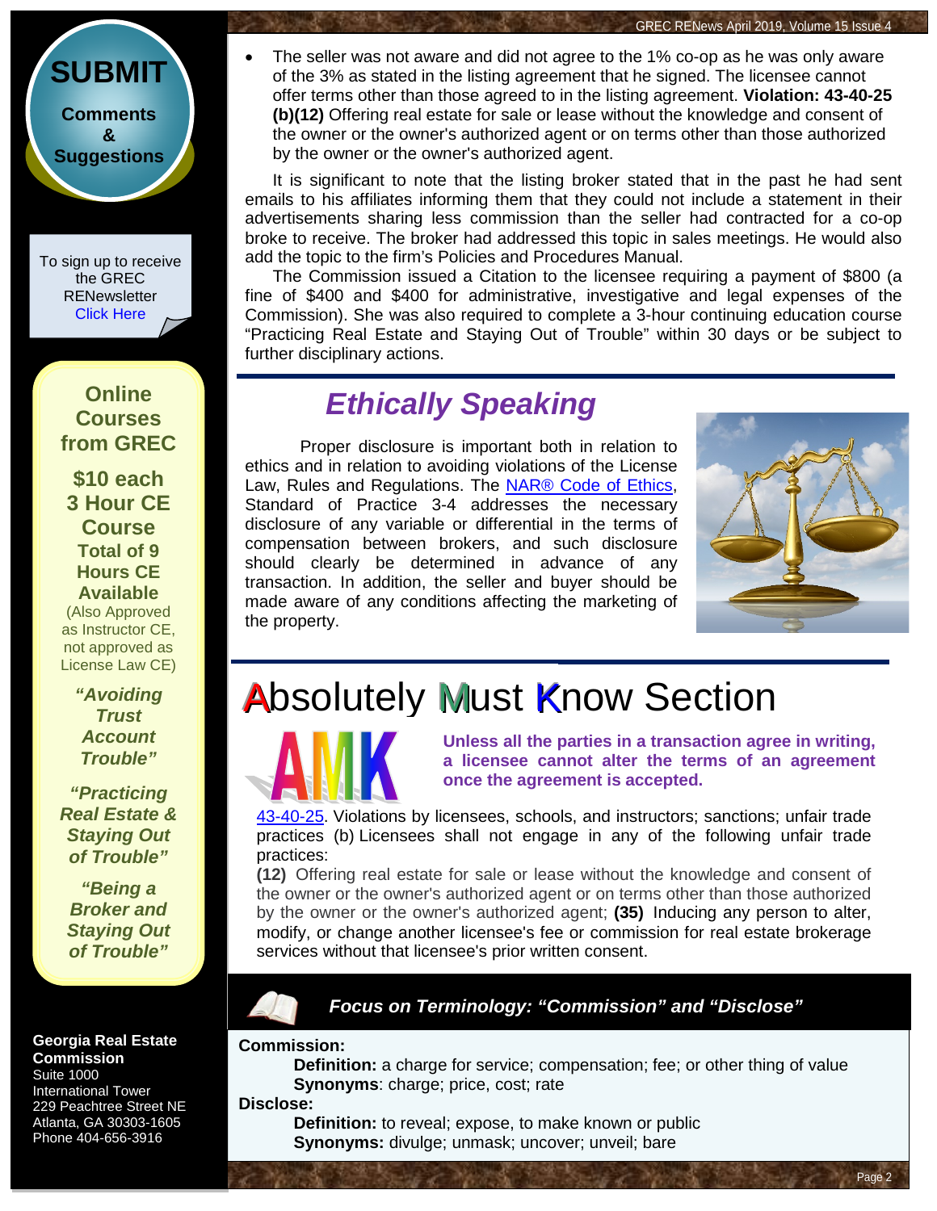- The seller was not aware and did not agree to the 1% co-op as he was only aware of the 3% as stated in the listing agreement that he signed. The licensee cannot offer terms other than those agreed to in the listing agreement. **Violation: 43-40-25 (b)(12)** Offering real estate for sale or lease without the knowledge and consent of the owner or the owner's authorized agent or on terms other than those authorized by the owner or the owner's authorized agent.

It is significant to note that the listing broker stated that in the past he had sent emails to his affiliates informing them that they could not include a statement in their advertisements sharing less commission than the seller had contracted for a co-op broke to receive. The broker had addressed this topic in sales meetings. He would also add the topic to the firm's Policies and Procedures Manual.

The Commission issued a Citation to the licensee requiring a payment of $800 (a fine of $400 and $400 for administrative, investigative and legal expenses of the Commission). She was also required to complete a 3-hour continuing education course "Practicing Real Estate and Staying Out of Trouble" within 30 days or be subject to further disciplinary actions.

## *Ethically Speaking*

Proper disclosure is important both in relation to ethics and in relation to avoiding violations of the License Law, Rules and Regulations. The NAR® Code of Ethics, Standard of Practice 3-4 addresses the necessary disclosure of any variable or differential in the terms of compensation between brokers, and such disclosure should clearly be determined in advance of any transaction. In addition, the seller and buyer should be made aware of any conditions affecting the marketing of the property.

# Absolutely Must Know Section

AMK

**Unless all the parties in a transaction agree in writing, a licensee cannot alter the terms of an agreement once the agreement is accepted.**

43-40-25. Violations by licensees, schools, and instructors; sanctions; unfair trade practices (b) Licensees shall not engage in any of the following unfair trade practices:

**(12)** Offering real estate for sale or lease without the knowledge and consent of the owner or the owner's authorized agent or on terms other than those authorized by the owner or the owner's authorized agent; **(35)** Inducing any person to alter, modify, or change another licensee's fee or commission for real estate brokerage services without that licensee's prior written consent.

### *Focus on Terminology: "Commission" and "Disclose"*

**Commission:**

**Definition:** a charge for service; compensation; fee; or other thing of value
**Synonyms**: charge; price, cost; rate

**Disclose:**

**Definition:** to reveal; expose, to make known or public
**Synonyms:** divulge; unmask; uncover; unveil; bare

---

**SUBMIT Comments & Suggestions**

To sign up to receive the GREC RENewsletter Click Here

**Online Courses from GREC**

**$10 each 3 Hour CE Course**

**Total of 9 Hours CE Available**

(Also Approved as Instructor CE, not approved as License Law CE)

***"Avoiding Trust Account Trouble"***

***"Practicing Real Estate & Staying Out of Trouble"***

***"Being a Broker and Staying Out of Trouble"***

**Georgia Real Estate Commission**
Suite 1000
International Tower
229 Peachtree Street NE
Atlanta, GA 30303-1605
Phone 404-656-3916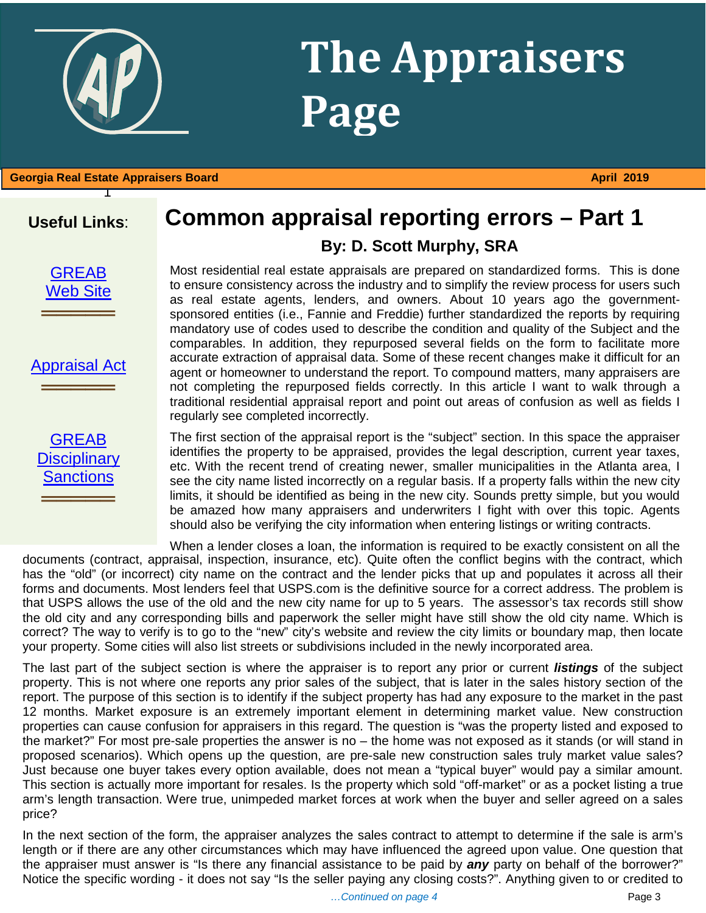# The Appraisers Page

**Georgia Real Estate Appraisers Board** — **April 2019**

**Useful Links:**

GREAB Web Site

Appraisal Act

GREAB Disciplinary Sanctions

## Common appraisal reporting errors – Part 1

### By: D. Scott Murphy, SRA

Most residential real estate appraisals are prepared on standardized forms. This is done to ensure consistency across the industry and to simplify the review process for users such as real estate agents, lenders, and owners. About 10 years ago the government-sponsored entities (i.e., Fannie and Freddie) further standardized the reports by requiring mandatory use of codes used to describe the condition and quality of the Subject and the comparables. In addition, they repurposed several fields on the form to facilitate more accurate extraction of appraisal data. Some of these recent changes make it difficult for an agent or homeowner to understand the report. To compound matters, many appraisers are not completing the repurposed fields correctly. In this article I want to walk through a traditional residential appraisal report and point out areas of confusion as well as fields I regularly see completed incorrectly.

The first section of the appraisal report is the "subject" section. In this space the appraiser identifies the property to be appraised, provides the legal description, current year taxes, etc. With the recent trend of creating newer, smaller municipalities in the Atlanta area, I see the city name listed incorrectly on a regular basis. If a property falls within the new city limits, it should be identified as being in the new city. Sounds pretty simple, but you would be amazed how many appraisers and underwriters I fight with over this topic. Agents should also be verifying the city information when entering listings or writing contracts.

When a lender closes a loan, the information is required to be exactly consistent on all the documents (contract, appraisal, inspection, insurance, etc). Quite often the conflict begins with the contract, which has the "old" (or incorrect) city name on the contract and the lender picks that up and populates it across all their forms and documents. Most lenders feel that USPS.com is the definitive source for a correct address. The problem is that USPS allows the use of the old and the new city name for up to 5 years. The assessor's tax records still show the old city and any corresponding bills and paperwork the seller might have still show the old city name. Which is correct? The way to verify is to go to the "new" city's website and review the city limits or boundary map, then locate your property. Some cities will also list streets or subdivisions included in the newly incorporated area.

The last part of the subject section is where the appraiser is to report any prior or current ***listings*** of the subject property. This is not where one reports any prior sales of the subject, that is later in the sales history section of the report. The purpose of this section is to identify if the subject property has had any exposure to the market in the past 12 months. Market exposure is an extremely important element in determining market value. New construction properties can cause confusion for appraisers in this regard. The question is "was the property listed and exposed to the market?" For most pre-sale properties the answer is no – the home was not exposed as it stands (or will stand in proposed scenarios). Which opens up the question, are pre-sale new construction sales truly market value sales? Just because one buyer takes every option available, does not mean a "typical buyer" would pay a similar amount. This section is actually more important for resales. Is the property which sold "off-market" or as a pocket listing a true arm's length transaction. Were true, unimpeded market forces at work when the buyer and seller agreed on a sales price?

In the next section of the form, the appraiser analyzes the sales contract to attempt to determine if the sale is arm's length or if there are any other circumstances which may have influenced the agreed upon value. One question that the appraiser must answer is "Is there any financial assistance to be paid by ***any*** party on behalf of the borrower?" Notice the specific wording - it does not say "Is the seller paying any closing costs?". Anything given to or credited to

*...Continued on page 4*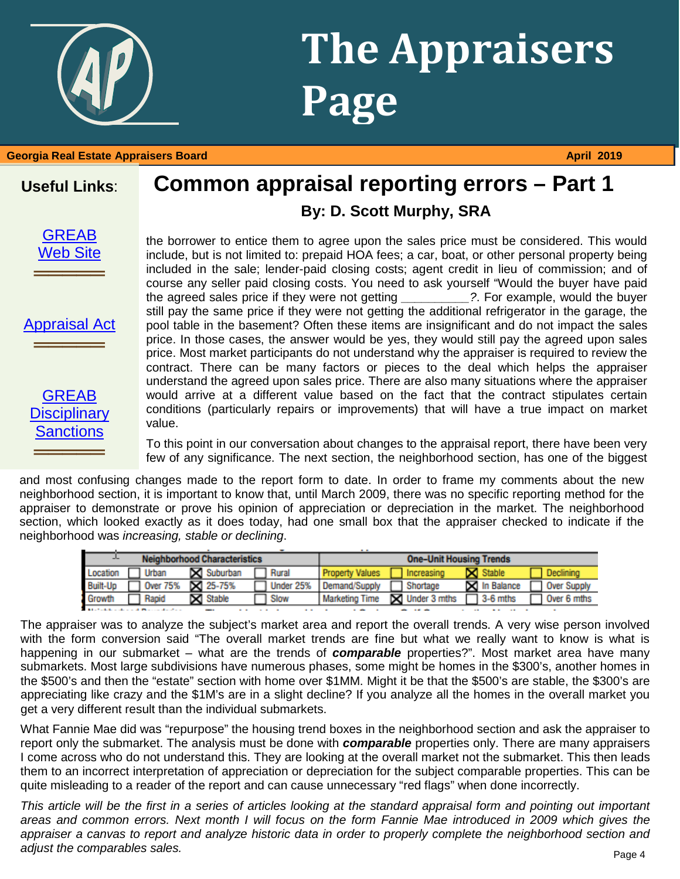# The Appraisers Page

**Georgia Real Estate Appraisers Board** — **April 2019**

**Useful Links**:

GREAB Web Site

Appraisal Act

GREAB Disciplinary Sanctions

## Common appraisal reporting errors – Part 1

### By: D. Scott Murphy, SRA

the borrower to entice them to agree upon the sales price must be considered. This would include, but is not limited to: prepaid HOA fees; a car, boat, or other personal property being included in the sale; lender-paid closing costs; agent credit in lieu of commission; and of course any seller paid closing costs. You need to ask yourself "Would the buyer have paid the agreed sales price if they were not getting __________?. For example, would the buyer still pay the same price if they were not getting the additional refrigerator in the garage, the pool table in the basement? Often these items are insignificant and do not impact the sales price. In those cases, the answer would be yes, they would still pay the agreed upon sales price. Most market participants do not understand why the appraiser is required to review the contract. There can be many factors or pieces to the deal which helps the appraiser understand the agreed upon sales price. There are also many situations where the appraiser would arrive at a different value based on the fact that the contract stipulates certain conditions (particularly repairs or improvements) that will have a true impact on market value.

To this point in our conversation about changes to the appraisal report, there have been very few of any significance. The next section, the neighborhood section, has one of the biggest and most confusing changes made to the report form to date. In order to frame my comments about the new neighborhood section, it is important to know that, until March 2009, there was no specific reporting method for the appraiser to demonstrate or prove his opinion of appreciation or depreciation in the market. The neighborhood section, which looked exactly as it does today, had one small box that the appraiser checked to indicate if the neighborhood was *increasing, stable or declining*.

| Neighborhood Characteristics | | | | One-Unit Housing Trends | | | |
|---|---|---|---|---|---|---|---|
| Location | ☐ Urban | ☒ Suburban | ☐ Rural | Property Values | ☐ Increasing | ☒ Stable | ☐ Declining |
| Built-Up | ☐ Over 75% | ☒ 25-75% | ☐ Under 25% | Demand/Supply | ☐ Shortage | ☒ In Balance | ☐ Over Supply |
| Growth | ☐ Rapid | ☒ Stable | ☐ Slow | Marketing Time | ☒ Under 3 mths | ☐ 3-6 mths | ☐ Over 6 mths |

The appraiser was to analyze the subject's market area and report the overall trends. A very wise person involved with the form conversion said "The overall market trends are fine but what we really want to know is what is happening in our submarket – what are the trends of ***comparable*** properties?". Most market area have many submarkets. Most large subdivisions have numerous phases, some might be homes in the $300's, another homes in the $500's and then the "estate" section with home over $1MM. Might it be that the $500's are stable, the $300's are appreciating like crazy and the $1M's are in a slight decline? If you analyze all the homes in the overall market you get a very different result than the individual submarkets.

What Fannie Mae did was "repurpose" the housing trend boxes in the neighborhood section and ask the appraiser to report only the submarket. The analysis must be done with ***comparable*** properties only. There are many appraisers I come across who do not understand this. They are looking at the overall market not the submarket. This then leads them to an incorrect interpretation of appreciation or depreciation for the subject comparable properties. This can be quite misleading to a reader of the report and can cause unnecessary "red flags" when done incorrectly.

*This article will be the first in a series of articles looking at the standard appraisal form and pointing out important areas and common errors. Next month I will focus on the form Fannie Mae introduced in 2009 which gives the appraiser a canvas to report and analyze historic data in order to properly complete the neighborhood section and adjust the comparables sales.*